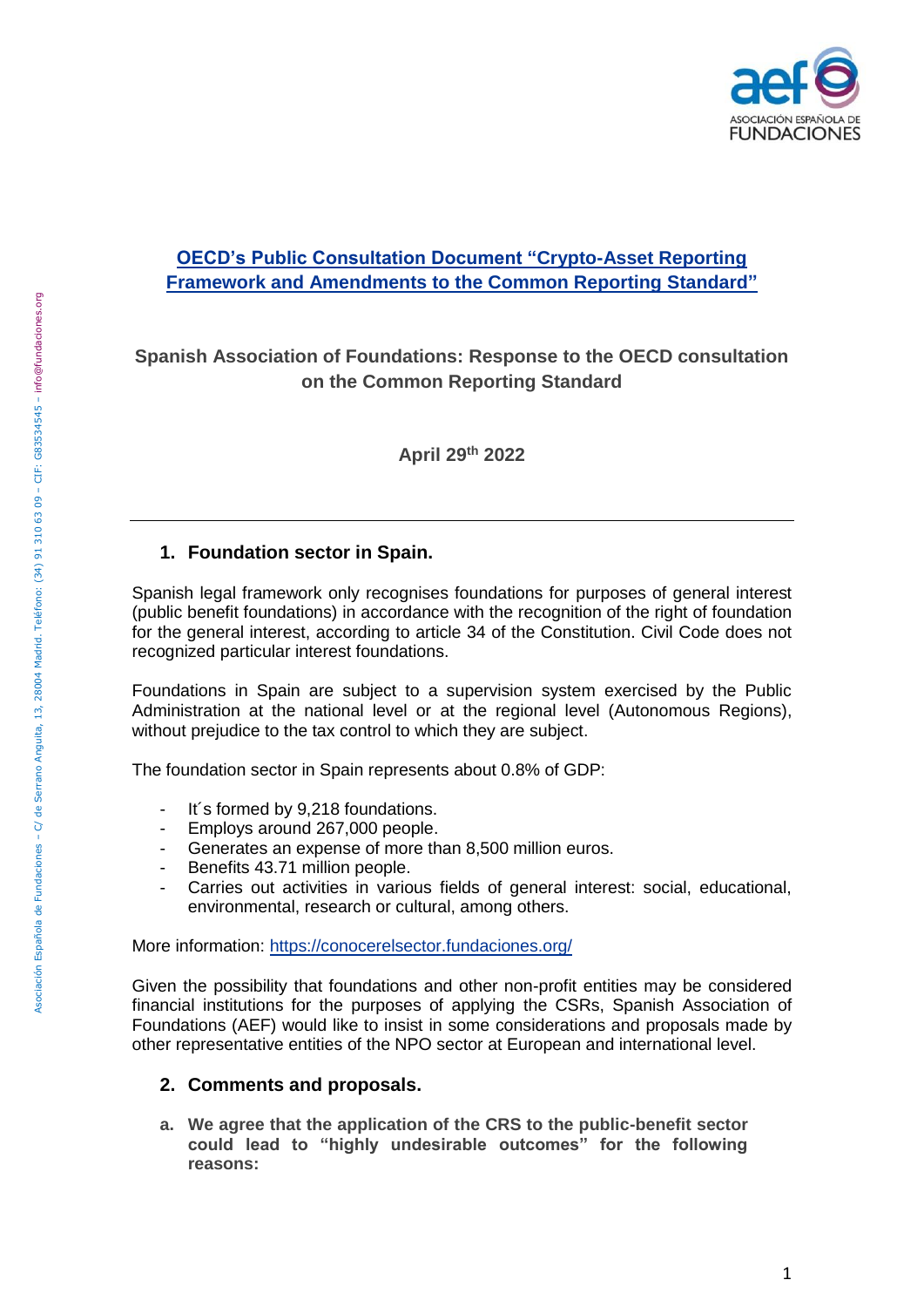## [OECD's Public Consultation Document "Crypto-Asset Reporting Framework and Amendments to the Common Reporting Standard"](#)

### Spanish Association of Foundations: Response to the OECD consultation on the Common Reporting Standard

**April 29th 2022**

---

### 1. Foundation sector in Spain.

Spanish legal framework only recognises foundations for purposes of general interest (public benefit foundations) in accordance with the recognition of the right of foundation for the general interest, according to article 34 of the Constitution. Civil Code does not recognized particular interest foundations.

Foundations in Spain are subject to a supervision system exercised by the Public Administration at the national level or at the regional level (Autonomous Regions), without prejudice to the tax control to which they are subject.

The foundation sector in Spain represents about 0.8% of GDP:

- It´s formed by 9,218 foundations.
- Employs around 267,000 people.
- Generates an expense of more than 8,500 million euros.
- Benefits 43.71 million people.
- Carries out activities in various fields of general interest: social, educational, environmental, research or cultural, among others.

More information: [https://conocerelsector.fundaciones.org/](https://conocerelsector.fundaciones.org/)

Given the possibility that foundations and other non-profit entities may be considered financial institutions for the purposes of applying the CSRs, Spanish Association of Foundations (AEF) would like to insist in some considerations and proposals made by other representative entities of the NPO sector at European and international level.

### 2. Comments and proposals.

**a. We agree that the application of the CRS to the public-benefit sector could lead to "highly undesirable outcomes" for the following reasons:**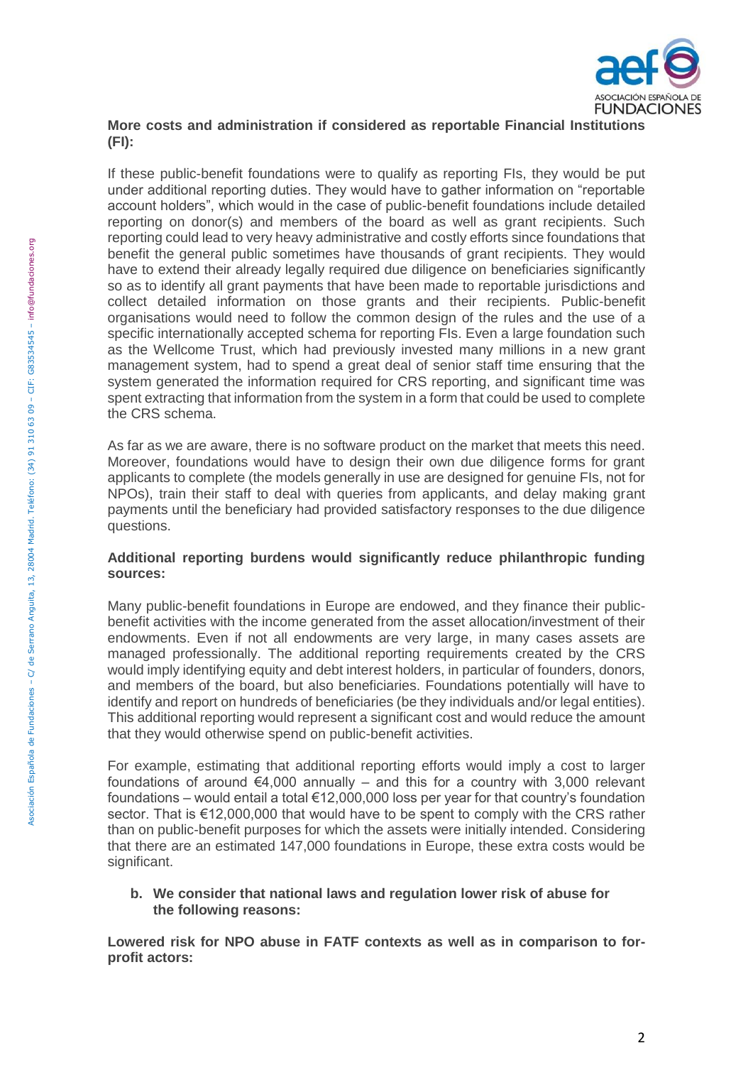**More costs and administration if considered as reportable Financial Institutions (FI):**

If these public-benefit foundations were to qualify as reporting FIs, they would be put under additional reporting duties. They would have to gather information on "reportable account holders", which would in the case of public-benefit foundations include detailed reporting on donor(s) and members of the board as well as grant recipients. Such reporting could lead to very heavy administrative and costly efforts since foundations that benefit the general public sometimes have thousands of grant recipients. They would have to extend their already legally required due diligence on beneficiaries significantly so as to identify all grant payments that have been made to reportable jurisdictions and collect detailed information on those grants and their recipients. Public-benefit organisations would need to follow the common design of the rules and the use of a specific internationally accepted schema for reporting FIs. Even a large foundation such as the Wellcome Trust, which had previously invested many millions in a new grant management system, had to spend a great deal of senior staff time ensuring that the system generated the information required for CRS reporting, and significant time was spent extracting that information from the system in a form that could be used to complete the CRS schema.

As far as we are aware, there is no software product on the market that meets this need. Moreover, foundations would have to design their own due diligence forms for grant applicants to complete (the models generally in use are designed for genuine FIs, not for NPOs), train their staff to deal with queries from applicants, and delay making grant payments until the beneficiary had provided satisfactory responses to the due diligence questions.

**Additional reporting burdens would significantly reduce philanthropic funding sources:**

Many public-benefit foundations in Europe are endowed, and they finance their public-benefit activities with the income generated from the asset allocation/investment of their endowments. Even if not all endowments are very large, in many cases assets are managed professionally. The additional reporting requirements created by the CRS would imply identifying equity and debt interest holders, in particular of founders, donors, and members of the board, but also beneficiaries. Foundations potentially will have to identify and report on hundreds of beneficiaries (be they individuals and/or legal entities). This additional reporting would represent a significant cost and would reduce the amount that they would otherwise spend on public-benefit activities.

For example, estimating that additional reporting efforts would imply a cost to larger foundations of around €4,000 annually – and this for a country with 3,000 relevant foundations – would entail a total €12,000,000 loss per year for that country's foundation sector. That is €12,000,000 that would have to be spent to comply with the CRS rather than on public-benefit purposes for which the assets were initially intended. Considering that there are an estimated 147,000 foundations in Europe, these extra costs would be significant.

b. **We consider that national laws and regulation lower risk of abuse for the following reasons:**

**Lowered risk for NPO abuse in FATF contexts as well as in comparison to for-profit actors:**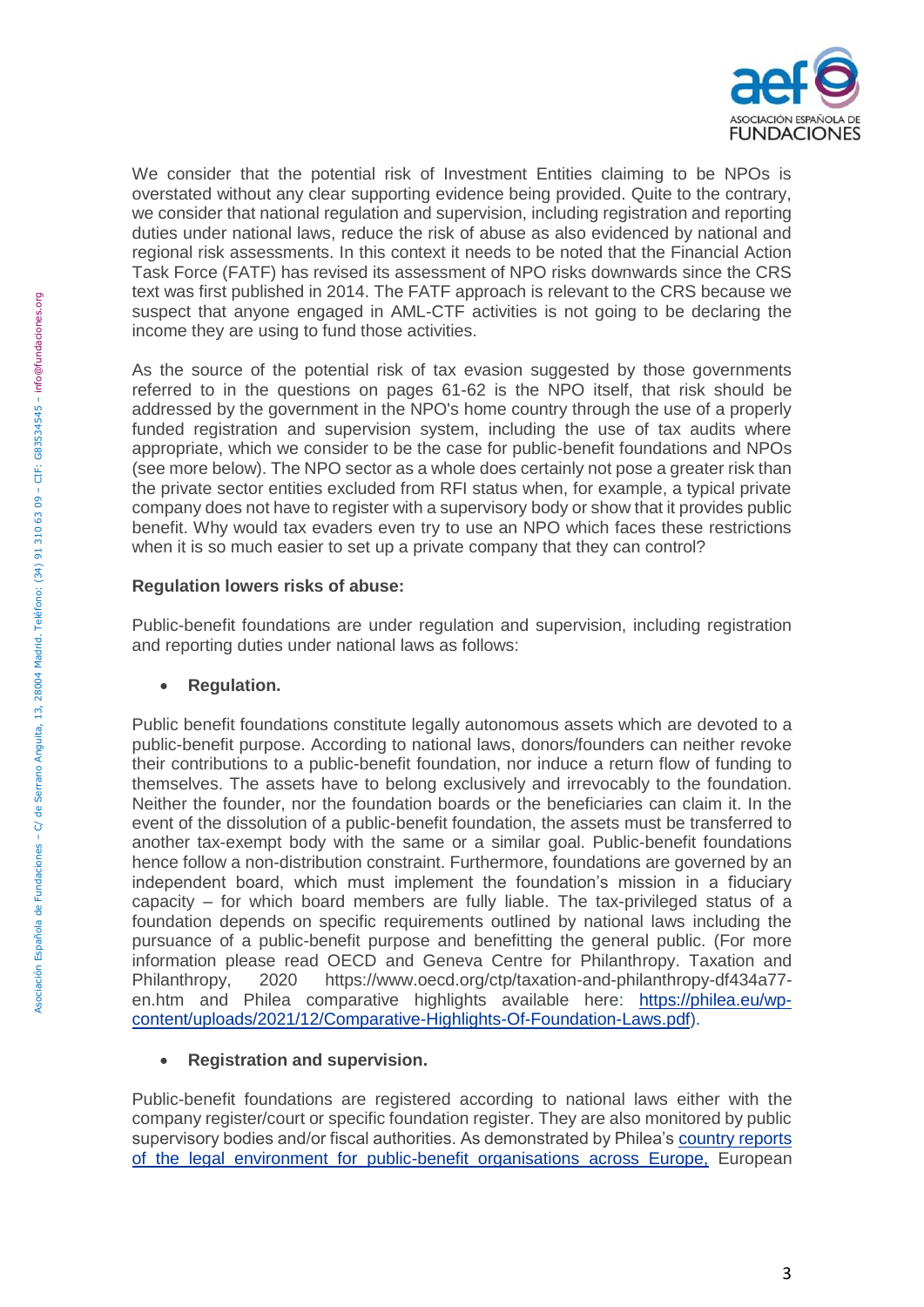We consider that the potential risk of Investment Entities claiming to be NPOs is overstated without any clear supporting evidence being provided. Quite to the contrary, we consider that national regulation and supervision, including registration and reporting duties under national laws, reduce the risk of abuse as also evidenced by national and regional risk assessments. In this context it needs to be noted that the Financial Action Task Force (FATF) has revised its assessment of NPO risks downwards since the CRS text was first published in 2014. The FATF approach is relevant to the CRS because we suspect that anyone engaged in AML-CTF activities is not going to be declaring the income they are using to fund those activities.

As the source of the potential risk of tax evasion suggested by those governments referred to in the questions on pages 61-62 is the NPO itself, that risk should be addressed by the government in the NPO's home country through the use of a properly funded registration and supervision system, including the use of tax audits where appropriate, which we consider to be the case for public-benefit foundations and NPOs (see more below). The NPO sector as a whole does certainly not pose a greater risk than the private sector entities excluded from RFI status when, for example, a typical private company does not have to register with a supervisory body or show that it provides public benefit. Why would tax evaders even try to use an NPO which faces these restrictions when it is so much easier to set up a private company that they can control?

**Regulation lowers risks of abuse:**

Public-benefit foundations are under regulation and supervision, including registration and reporting duties under national laws as follows:

- **Regulation.**

Public benefit foundations constitute legally autonomous assets which are devoted to a public-benefit purpose. According to national laws, donors/founders can neither revoke their contributions to a public-benefit foundation, nor induce a return flow of funding to themselves. The assets have to belong exclusively and irrevocably to the foundation. Neither the founder, nor the foundation boards or the beneficiaries can claim it. In the event of the dissolution of a public-benefit foundation, the assets must be transferred to another tax-exempt body with the same or a similar goal. Public-benefit foundations hence follow a non-distribution constraint. Furthermore, foundations are governed by an independent board, which must implement the foundation's mission in a fiduciary capacity – for which board members are fully liable. The tax-privileged status of a foundation depends on specific requirements outlined by national laws including the pursuance of a public-benefit purpose and benefitting the general public. (For more information please read OECD and Geneva Centre for Philanthropy. Taxation and Philanthropy, 2020 https://www.oecd.org/ctp/taxation-and-philanthropy-df434a77-en.htm and Philea comparative highlights available here: [https://philea.eu/wp-content/uploads/2021/12/Comparative-Highlights-Of-Foundation-Laws.pdf](https://philea.eu/wp-content/uploads/2021/12/Comparative-Highlights-Of-Foundation-Laws.pdf)).

- **Registration and supervision.**

Public-benefit foundations are registered according to national laws either with the company register/court or specific foundation register. They are also monitored by public supervisory bodies and/or fiscal authorities. As demonstrated by Philea's [country reports of the legal environment for public-benefit organisations across Europe,](#) European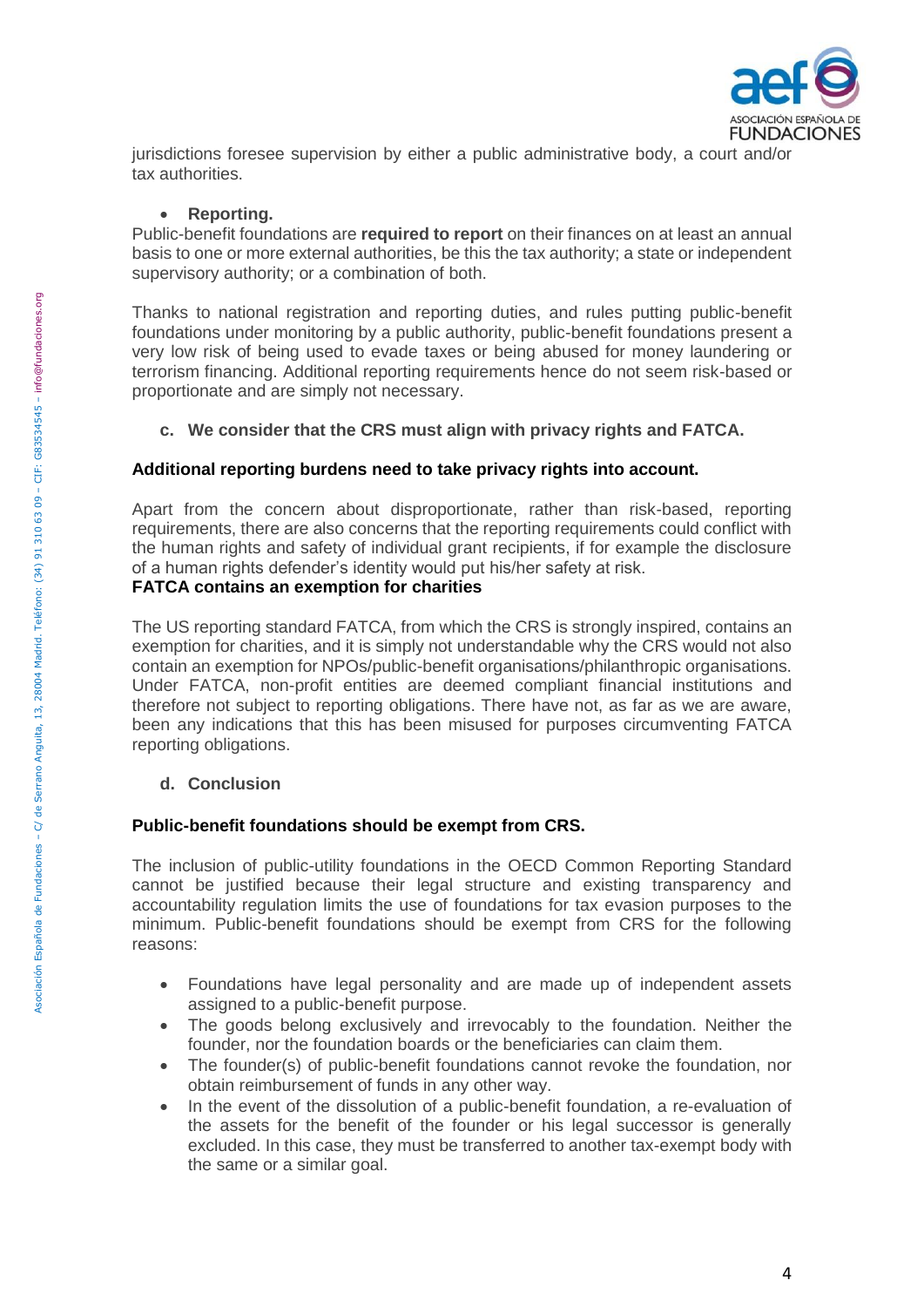jurisdictions foresee supervision by either a public administrative body, a court and/or tax authorities.

- **Reporting.**

Public-benefit foundations are **required to report** on their finances on at least an annual basis to one or more external authorities, be this the tax authority; a state or independent supervisory authority; or a combination of both.

Thanks to national registration and reporting duties, and rules putting public-benefit foundations under monitoring by a public authority, public-benefit foundations present a very low risk of being used to evade taxes or being abused for money laundering or terrorism financing. Additional reporting requirements hence do not seem risk-based or proportionate and are simply not necessary.

### c. We consider that the CRS must align with privacy rights and FATCA.

**Additional reporting burdens need to take privacy rights into account.**

Apart from the concern about disproportionate, rather than risk-based, reporting requirements, there are also concerns that the reporting requirements could conflict with the human rights and safety of individual grant recipients, if for example the disclosure of a human rights defender's identity would put his/her safety at risk.

**FATCA contains an exemption for charities**

The US reporting standard FATCA, from which the CRS is strongly inspired, contains an exemption for charities, and it is simply not understandable why the CRS would not also contain an exemption for NPOs/public-benefit organisations/philanthropic organisations. Under FATCA, non-profit entities are deemed compliant financial institutions and therefore not subject to reporting obligations. There have not, as far as we are aware, been any indications that this has been misused for purposes circumventing FATCA reporting obligations.

### d. Conclusion

**Public-benefit foundations should be exempt from CRS.**

The inclusion of public-utility foundations in the OECD Common Reporting Standard cannot be justified because their legal structure and existing transparency and accountability regulation limits the use of foundations for tax evasion purposes to the minimum. Public-benefit foundations should be exempt from CRS for the following reasons:

- Foundations have legal personality and are made up of independent assets assigned to a public-benefit purpose.
- The goods belong exclusively and irrevocably to the foundation. Neither the founder, nor the foundation boards or the beneficiaries can claim them.
- The founder(s) of public-benefit foundations cannot revoke the foundation, nor obtain reimbursement of funds in any other way.
- In the event of the dissolution of a public-benefit foundation, a re-evaluation of the assets for the benefit of the founder or his legal successor is generally excluded. In this case, they must be transferred to another tax-exempt body with the same or a similar goal.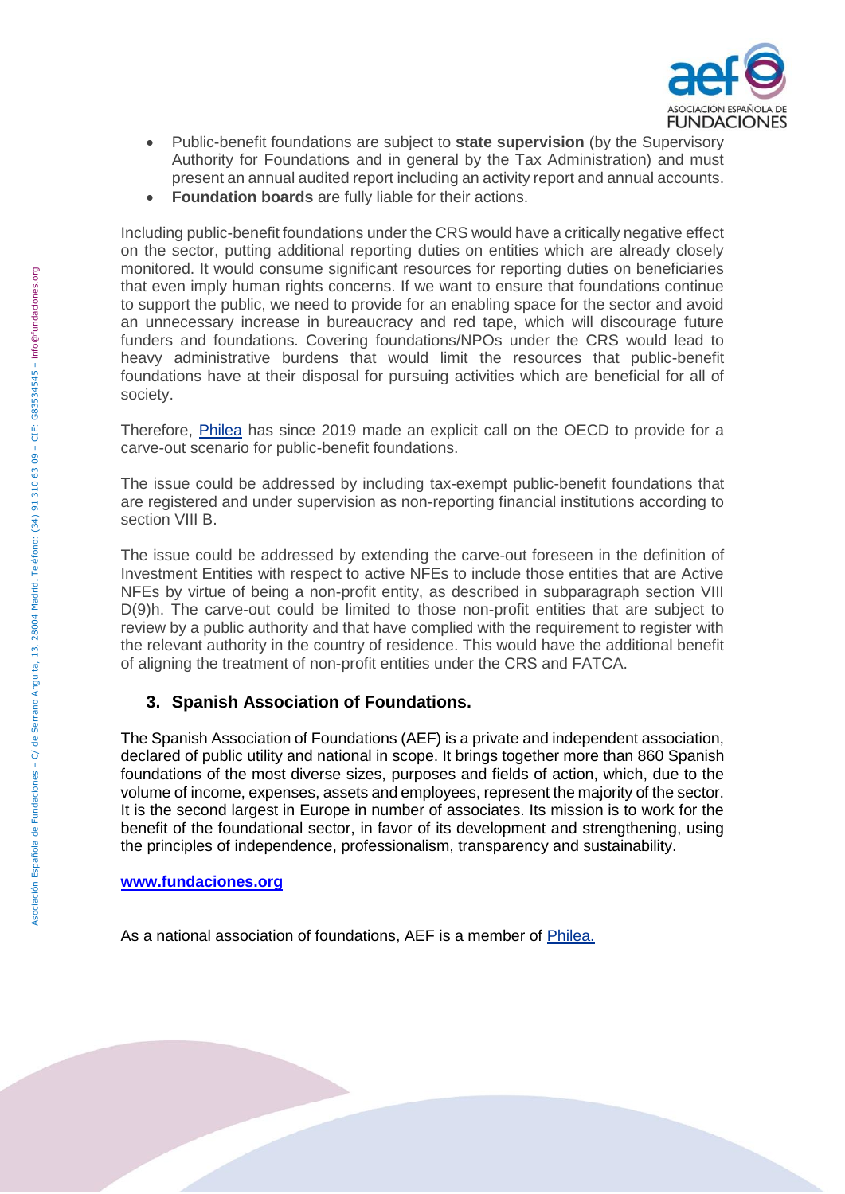- Public-benefit foundations are subject to **state supervision** (by the Supervisory Authority for Foundations and in general by the Tax Administration) and must present an annual audited report including an activity report and annual accounts.
- **Foundation boards** are fully liable for their actions.

Including public-benefit foundations under the CRS would have a critically negative effect on the sector, putting additional reporting duties on entities which are already closely monitored. It would consume significant resources for reporting duties on beneficiaries that even imply human rights concerns. If we want to ensure that foundations continue to support the public, we need to provide for an enabling space for the sector and avoid an unnecessary increase in bureaucracy and red tape, which will discourage future funders and foundations. Covering foundations/NPOs under the CRS would lead to heavy administrative burdens that would limit the resources that public-benefit foundations have at their disposal for pursuing activities which are beneficial for all of society.

Therefore, Philea has since 2019 made an explicit call on the OECD to provide for a carve-out scenario for public-benefit foundations.

The issue could be addressed by including tax-exempt public-benefit foundations that are registered and under supervision as non-reporting financial institutions according to section VIII B.

The issue could be addressed by extending the carve-out foreseen in the definition of Investment Entities with respect to active NFEs to include those entities that are Active NFEs by virtue of being a non-profit entity, as described in subparagraph section VIII D(9)h. The carve-out could be limited to those non-profit entities that are subject to review by a public authority and that have complied with the requirement to register with the relevant authority in the country of residence. This would have the additional benefit of aligning the treatment of non-profit entities under the CRS and FATCA.

### 3. Spanish Association of Foundations.

The Spanish Association of Foundations (AEF) is a private and independent association, declared of public utility and national in scope. It brings together more than 860 Spanish foundations of the most diverse sizes, purposes and fields of action, which, due to the volume of income, expenses, assets and employees, represent the majority of the sector. It is the second largest in Europe in number of associates. Its mission is to work for the benefit of the foundational sector, in favor of its development and strengthening, using the principles of independence, professionalism, transparency and sustainability.

**www.fundaciones.org**

As a national association of foundations, AEF is a member of Philea.